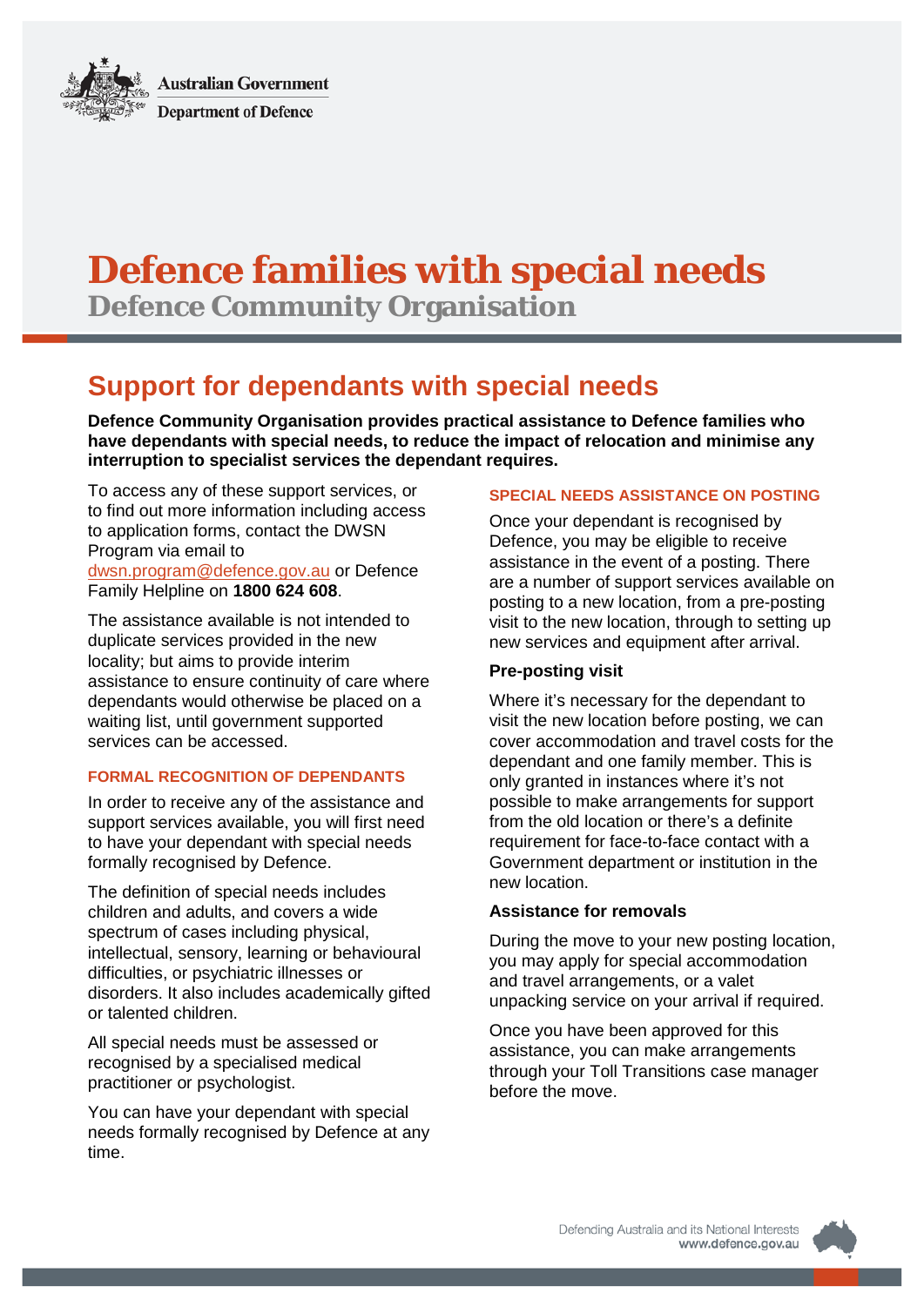Australian Government
Department of Defence

# Defence families with special needs

## Defence Community Organisation

## Support for dependants with special needs

**Defence Community Organisation provides practical assistance to Defence families who have dependants with special needs, to reduce the impact of relocation and minimise any interruption to specialist services the dependant requires.**

To access any of these support services, or to find out more information including access to application forms, contact the DWSN Program via email to dwsn.program@defence.gov.au or Defence Family Helpline on **1800 624 608**.

The assistance available is not intended to duplicate services provided in the new locality; but aims to provide interim assistance to ensure continuity of care where dependants would otherwise be placed on a waiting list, until government supported services can be accessed.

### FORMAL RECOGNITION OF DEPENDANTS

In order to receive any of the assistance and support services available, you will first need to have your dependant with special needs formally recognised by Defence.

The definition of special needs includes children and adults, and covers a wide spectrum of cases including physical, intellectual, sensory, learning or behavioural difficulties, or psychiatric illnesses or disorders. It also includes academically gifted or talented children.

All special needs must be assessed or recognised by a specialised medical practitioner or psychologist.

You can have your dependant with special needs formally recognised by Defence at any time.

### SPECIAL NEEDS ASSISTANCE ON POSTING

Once your dependant is recognised by Defence, you may be eligible to receive assistance in the event of a posting. There are a number of support services available on posting to a new location, from a pre-posting visit to the new location, through to setting up new services and equipment after arrival.

#### Pre-posting visit

Where it's necessary for the dependant to visit the new location before posting, we can cover accommodation and travel costs for the dependant and one family member. This is only granted in instances where it's not possible to make arrangements for support from the old location or there's a definite requirement for face-to-face contact with a Government department or institution in the new location.

#### Assistance for removals

During the move to your new posting location, you may apply for special accommodation and travel arrangements, or a valet unpacking service on your arrival if required.

Once you have been approved for this assistance, you can make arrangements through your Toll Transitions case manager before the move.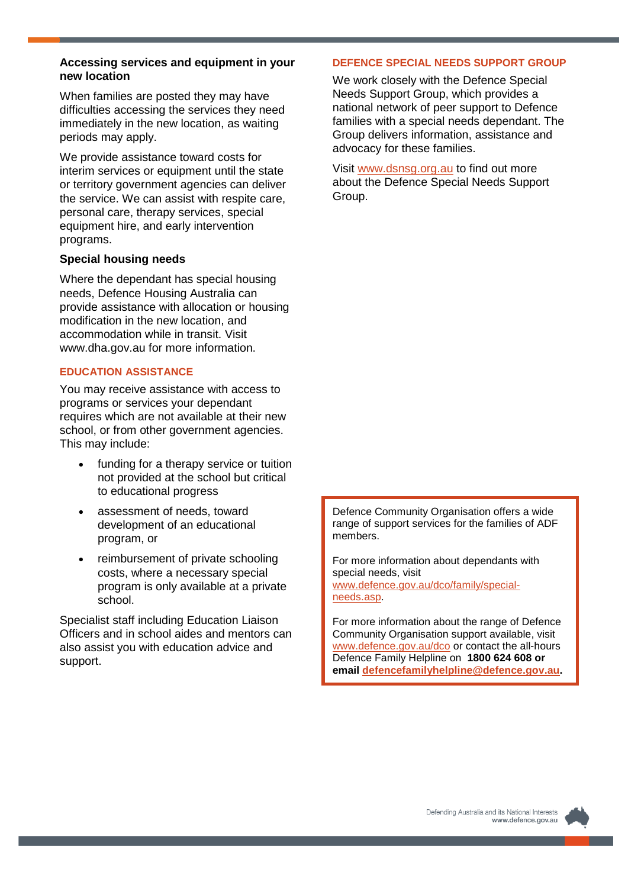### Accessing services and equipment in your new location

When families are posted they may have difficulties accessing the services they need immediately in the new location, as waiting periods may apply.

We provide assistance toward costs for interim services or equipment until the state or territory government agencies can deliver the service. We can assist with respite care, personal care, therapy services, special equipment hire, and early intervention programs.

### Special housing needs

Where the dependant has special housing needs, Defence Housing Australia can provide assistance with allocation or housing modification in the new location, and accommodation while in transit. Visit www.dha.gov.au for more information.

## EDUCATION ASSISTANCE

You may receive assistance with access to programs or services your dependant requires which are not available at their new school, or from other government agencies. This may include:

- funding for a therapy service or tuition not provided at the school but critical to educational progress
- assessment of needs, toward development of an educational program, or
- reimbursement of private schooling costs, where a necessary special program is only available at a private school.

Specialist staff including Education Liaison Officers and in school aides and mentors can also assist you with education advice and support.

## DEFENCE SPECIAL NEEDS SUPPORT GROUP

We work closely with the Defence Special Needs Support Group, which provides a national network of peer support to Defence families with a special needs dependant. The Group delivers information, assistance and advocacy for these families.

Visit www.dsnsg.org.au to find out more about the Defence Special Needs Support Group.

Defence Community Organisation offers a wide range of support services for the families of ADF members.

For more information about dependants with special needs, visit www.defence.gov.au/dco/family/special-needs.asp.

For more information about the range of Defence Community Organisation support available, visit www.defence.gov.au/dco or contact the all-hours Defence Family Helpline on **1800 624 608 or email defencefamilyhelpline@defence.gov.au.**